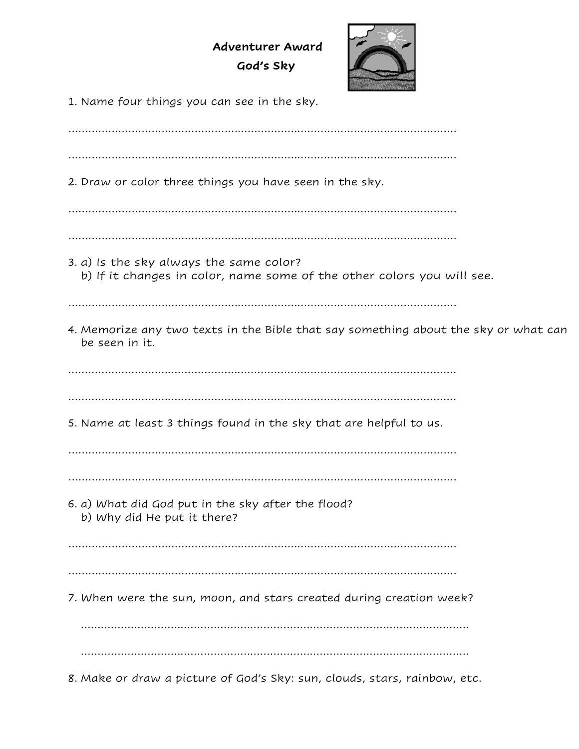# Adventurer Award
## God's Sky

1. Name four things you can see in the sky.

.......................................................................................................................

.......................................................................................................................

2. Draw or color three things you have seen in the sky.

.......................................................................................................................

.......................................................................................................................

3. a) Is the sky always the same color?
   b) If it changes in color, name some of the other colors you will see.

.......................................................................................................................

4. Memorize any two texts in the Bible that say something about the sky or what can be seen in it.

.......................................................................................................................

.......................................................................................................................

5. Name at least 3 things found in the sky that are helpful to us.

.......................................................................................................................

.......................................................................................................................

6. a) What did God put in the sky after the flood?
   b) Why did He put it there?

.......................................................................................................................

.......................................................................................................................

7. When were the sun, moon, and stars created during creation week?

.......................................................................................................................

.......................................................................................................................

8. Make or draw a picture of God's Sky: sun, clouds, stars, rainbow, etc.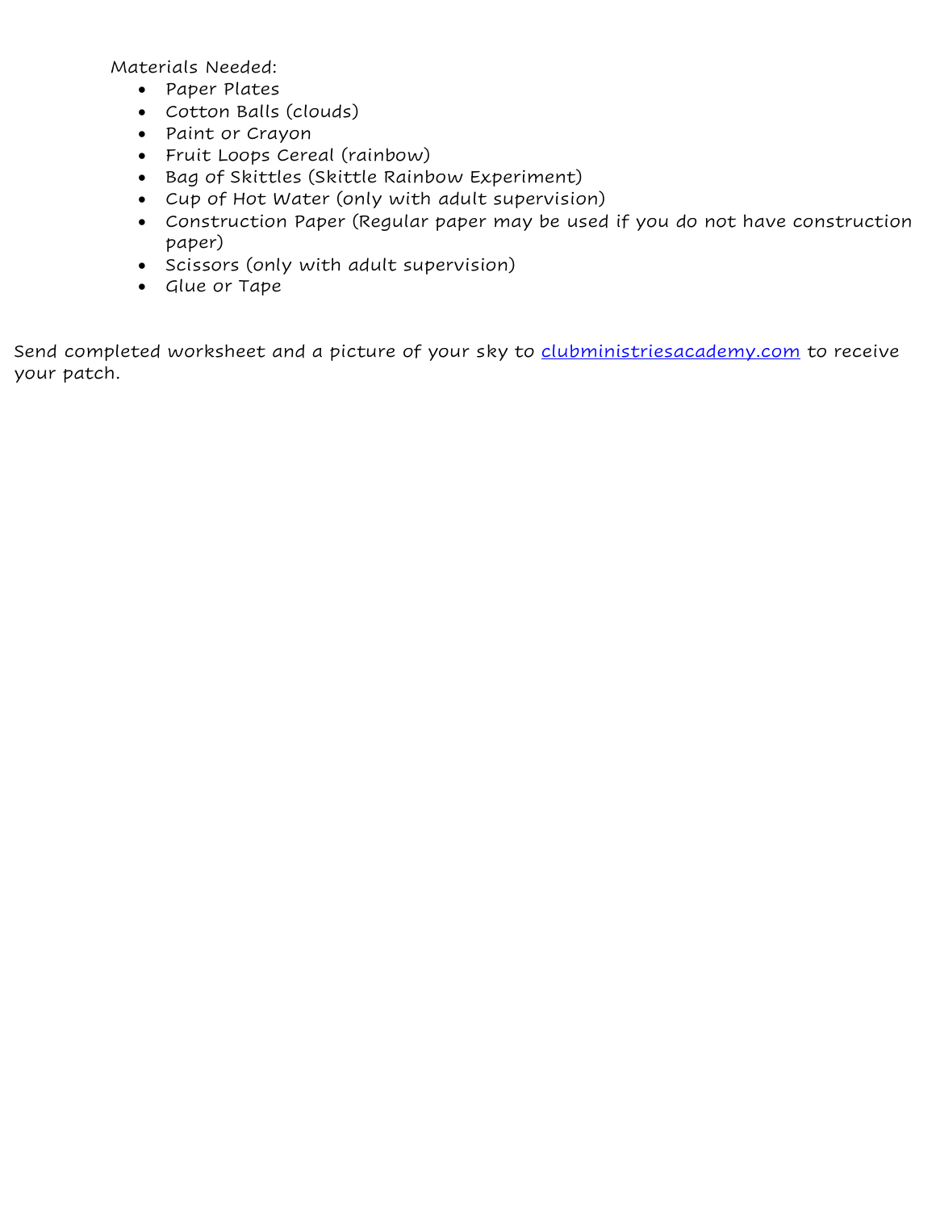Materials Needed:

- Paper Plates
- Cotton Balls (clouds)
- Paint or Crayon
- Fruit Loops Cereal (rainbow)
- Bag of Skittles (Skittle Rainbow Experiment)
- Cup of Hot Water (only with adult supervision)
- Construction Paper (Regular paper may be used if you do not have construction paper)
- Scissors (only with adult supervision)
- Glue or Tape

Send completed worksheet and a picture of your sky to [clubministriesacademy.com](clubministriesacademy.com) to receive your patch.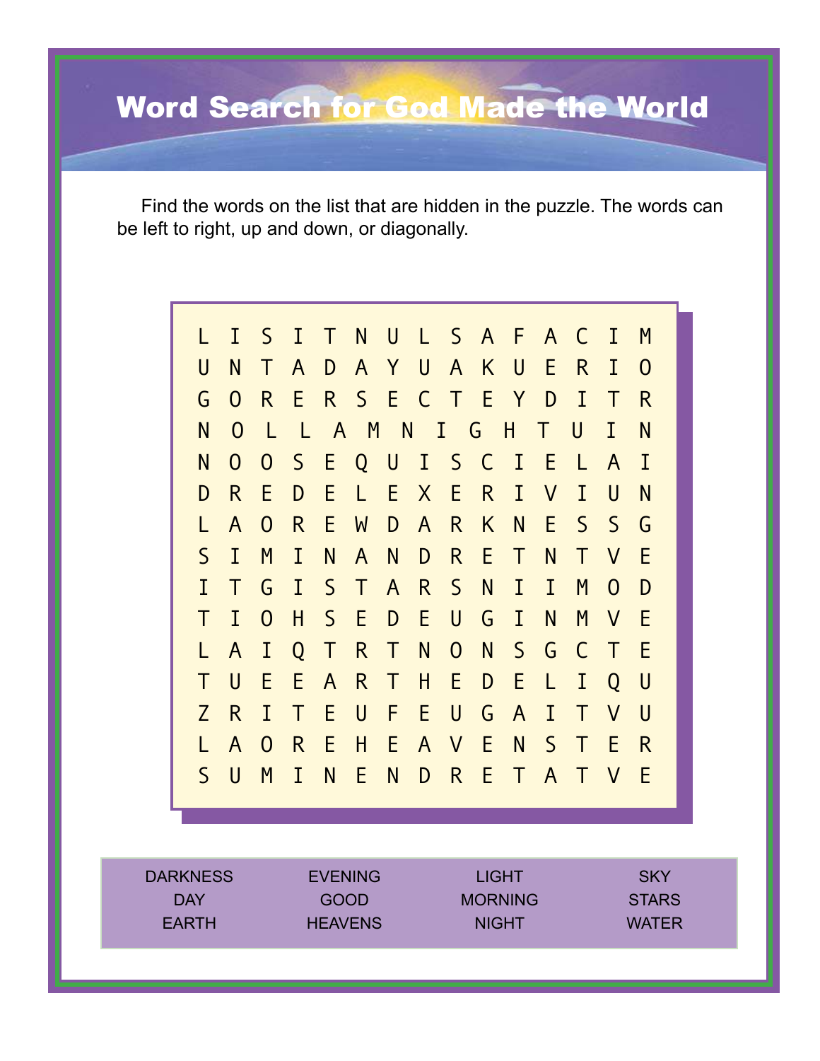# Word Search for God Made the World

Find the words on the list that are hidden in the puzzle. The words can be left to right, up and down, or diagonally.

```
L I S I T N U L S A F A C I M
U N T A D A Y U A K U E R I O
G O R E R S E C T E Y D I T R
N O L L A M N I G H T U I N
N O O S E Q U I S C I E L A I
D R E D E L E X E R I V I U N
L A O R E W D A R K N E S S G
S I M I N A N D R E T N T V E
I T G I S T A R S N I I M O D
T I O H S E D E U G I N M V E
L A I Q T R T N O N S G C T E
T U E E A R T H E D E L I Q U
Z R I T E U F E U G A I T V U
L A O R E H E A V E N S T E R
S U M I N E N D R E T A T V E
```

| | | | |
|---|---|---|---|
| DARKNESS | EVENING | LIGHT | SKY |
| DAY | GOOD | MORNING | STARS |
| EARTH | HEAVENS | NIGHT | WATER |